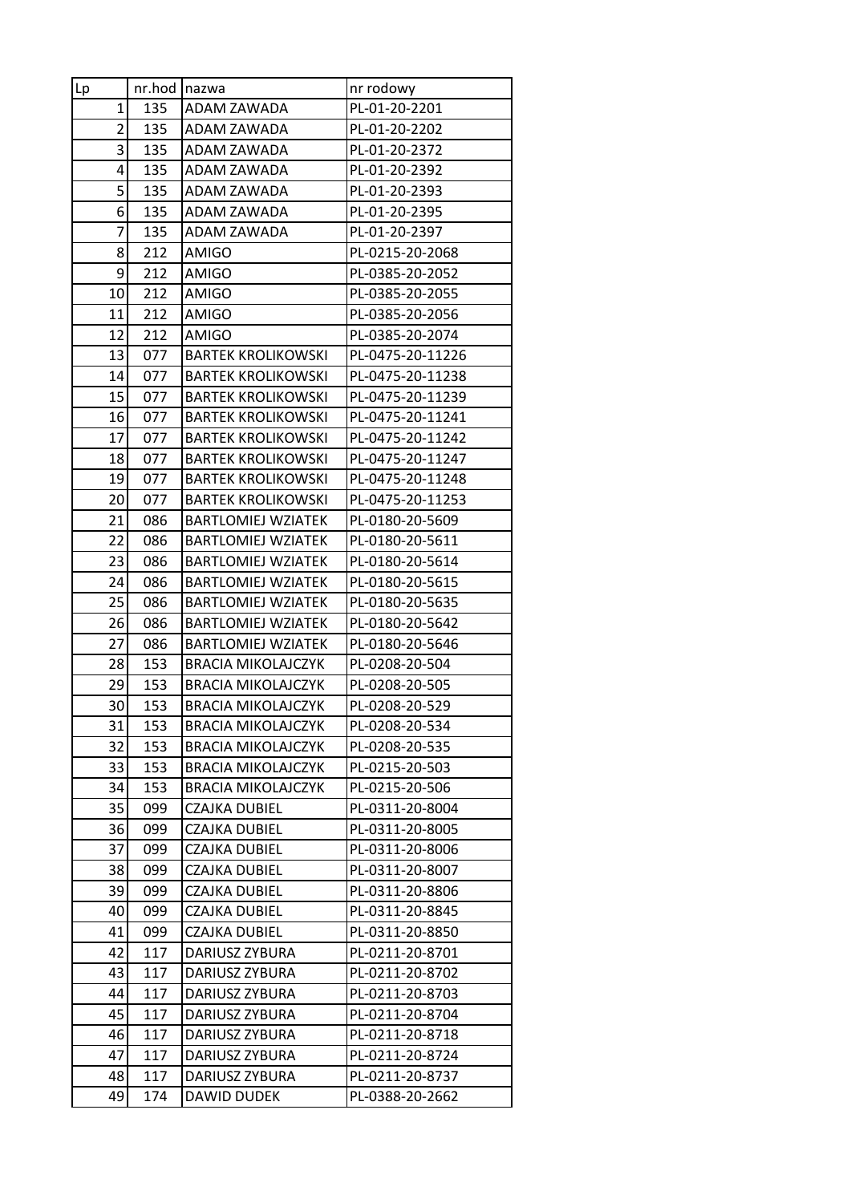| Lp | nr.hod | nazwa | nr rodowy |
|---|---|---|---|
| 1 | 135 | ADAM ZAWADA | PL-01-20-2201 |
| 2 | 135 | ADAM ZAWADA | PL-01-20-2202 |
| 3 | 135 | ADAM ZAWADA | PL-01-20-2372 |
| 4 | 135 | ADAM ZAWADA | PL-01-20-2392 |
| 5 | 135 | ADAM ZAWADA | PL-01-20-2393 |
| 6 | 135 | ADAM ZAWADA | PL-01-20-2395 |
| 7 | 135 | ADAM ZAWADA | PL-01-20-2397 |
| 8 | 212 | AMIGO | PL-0215-20-2068 |
| 9 | 212 | AMIGO | PL-0385-20-2052 |
| 10 | 212 | AMIGO | PL-0385-20-2055 |
| 11 | 212 | AMIGO | PL-0385-20-2056 |
| 12 | 212 | AMIGO | PL-0385-20-2074 |
| 13 | 077 | BARTEK KROLIKOWSKI | PL-0475-20-11226 |
| 14 | 077 | BARTEK KROLIKOWSKI | PL-0475-20-11238 |
| 15 | 077 | BARTEK KROLIKOWSKI | PL-0475-20-11239 |
| 16 | 077 | BARTEK KROLIKOWSKI | PL-0475-20-11241 |
| 17 | 077 | BARTEK KROLIKOWSKI | PL-0475-20-11242 |
| 18 | 077 | BARTEK KROLIKOWSKI | PL-0475-20-11247 |
| 19 | 077 | BARTEK KROLIKOWSKI | PL-0475-20-11248 |
| 20 | 077 | BARTEK KROLIKOWSKI | PL-0475-20-11253 |
| 21 | 086 | BARTLOMIEJ WZIATEK | PL-0180-20-5609 |
| 22 | 086 | BARTLOMIEJ WZIATEK | PL-0180-20-5611 |
| 23 | 086 | BARTLOMIEJ WZIATEK | PL-0180-20-5614 |
| 24 | 086 | BARTLOMIEJ WZIATEK | PL-0180-20-5615 |
| 25 | 086 | BARTLOMIEJ WZIATEK | PL-0180-20-5635 |
| 26 | 086 | BARTLOMIEJ WZIATEK | PL-0180-20-5642 |
| 27 | 086 | BARTLOMIEJ WZIATEK | PL-0180-20-5646 |
| 28 | 153 | BRACIA MIKOLAJCZYK | PL-0208-20-504 |
| 29 | 153 | BRACIA MIKOLAJCZYK | PL-0208-20-505 |
| 30 | 153 | BRACIA MIKOLAJCZYK | PL-0208-20-529 |
| 31 | 153 | BRACIA MIKOLAJCZYK | PL-0208-20-534 |
| 32 | 153 | BRACIA MIKOLAJCZYK | PL-0208-20-535 |
| 33 | 153 | BRACIA MIKOLAJCZYK | PL-0215-20-503 |
| 34 | 153 | BRACIA MIKOLAJCZYK | PL-0215-20-506 |
| 35 | 099 | CZAJKA DUBIEL | PL-0311-20-8004 |
| 36 | 099 | CZAJKA DUBIEL | PL-0311-20-8005 |
| 37 | 099 | CZAJKA DUBIEL | PL-0311-20-8006 |
| 38 | 099 | CZAJKA DUBIEL | PL-0311-20-8007 |
| 39 | 099 | CZAJKA DUBIEL | PL-0311-20-8806 |
| 40 | 099 | CZAJKA DUBIEL | PL-0311-20-8845 |
| 41 | 099 | CZAJKA DUBIEL | PL-0311-20-8850 |
| 42 | 117 | DARIUSZ ZYBURA | PL-0211-20-8701 |
| 43 | 117 | DARIUSZ ZYBURA | PL-0211-20-8702 |
| 44 | 117 | DARIUSZ ZYBURA | PL-0211-20-8703 |
| 45 | 117 | DARIUSZ ZYBURA | PL-0211-20-8704 |
| 46 | 117 | DARIUSZ ZYBURA | PL-0211-20-8718 |
| 47 | 117 | DARIUSZ ZYBURA | PL-0211-20-8724 |
| 48 | 117 | DARIUSZ ZYBURA | PL-0211-20-8737 |
| 49 | 174 | DAWID DUDEK | PL-0388-20-2662 |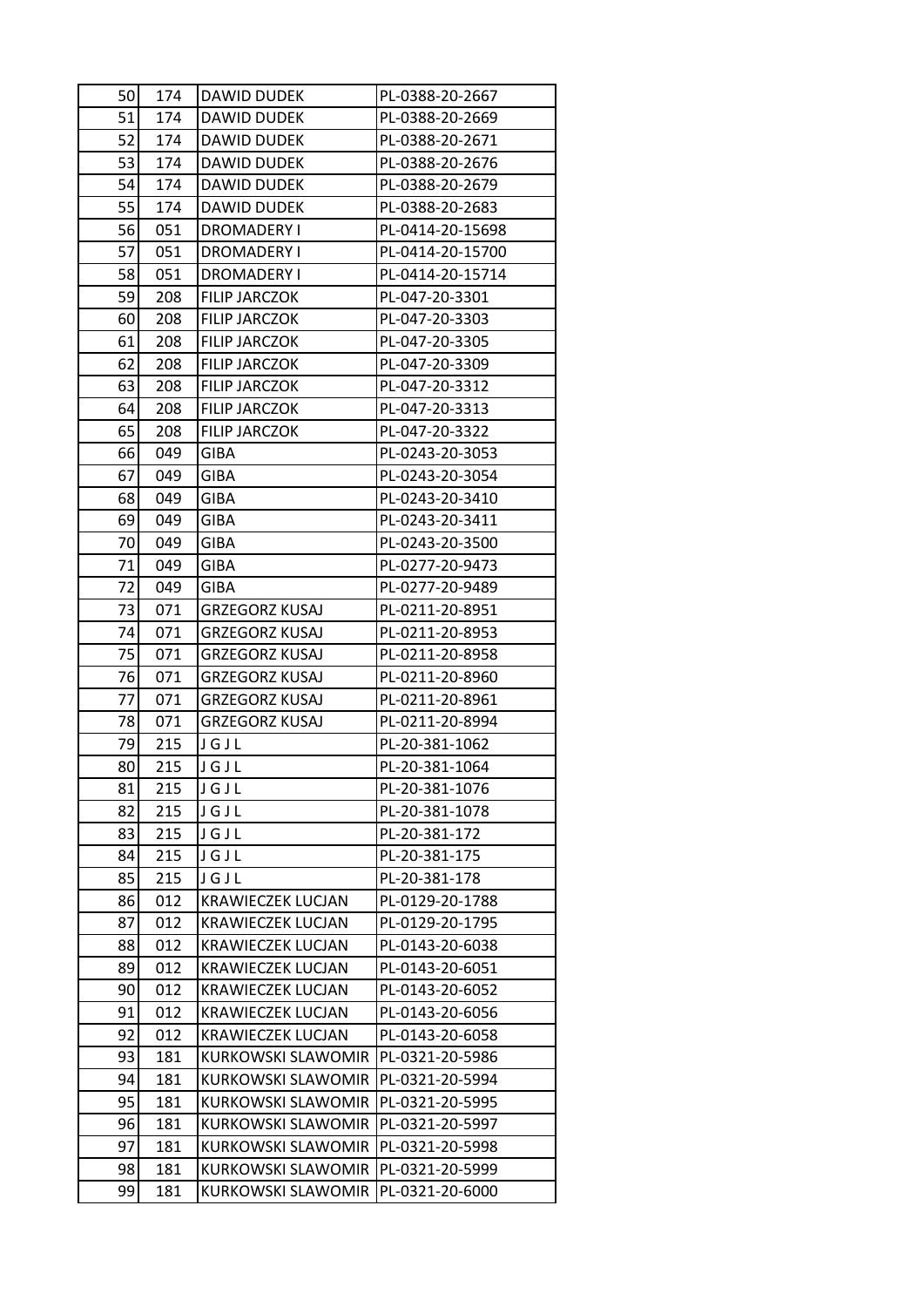| | | | |
|---|---|---|---|
| 50 | 174 | DAWID DUDEK | PL-0388-20-2667 |
| 51 | 174 | DAWID DUDEK | PL-0388-20-2669 |
| 52 | 174 | DAWID DUDEK | PL-0388-20-2671 |
| 53 | 174 | DAWID DUDEK | PL-0388-20-2676 |
| 54 | 174 | DAWID DUDEK | PL-0388-20-2679 |
| 55 | 174 | DAWID DUDEK | PL-0388-20-2683 |
| 56 | 051 | DROMADERY I | PL-0414-20-15698 |
| 57 | 051 | DROMADERY I | PL-0414-20-15700 |
| 58 | 051 | DROMADERY I | PL-0414-20-15714 |
| 59 | 208 | FILIP JARCZOK | PL-047-20-3301 |
| 60 | 208 | FILIP JARCZOK | PL-047-20-3303 |
| 61 | 208 | FILIP JARCZOK | PL-047-20-3305 |
| 62 | 208 | FILIP JARCZOK | PL-047-20-3309 |
| 63 | 208 | FILIP JARCZOK | PL-047-20-3312 |
| 64 | 208 | FILIP JARCZOK | PL-047-20-3313 |
| 65 | 208 | FILIP JARCZOK | PL-047-20-3322 |
| 66 | 049 | GIBA | PL-0243-20-3053 |
| 67 | 049 | GIBA | PL-0243-20-3054 |
| 68 | 049 | GIBA | PL-0243-20-3410 |
| 69 | 049 | GIBA | PL-0243-20-3411 |
| 70 | 049 | GIBA | PL-0243-20-3500 |
| 71 | 049 | GIBA | PL-0277-20-9473 |
| 72 | 049 | GIBA | PL-0277-20-9489 |
| 73 | 071 | GRZEGORZ KUSAJ | PL-0211-20-8951 |
| 74 | 071 | GRZEGORZ KUSAJ | PL-0211-20-8953 |
| 75 | 071 | GRZEGORZ KUSAJ | PL-0211-20-8958 |
| 76 | 071 | GRZEGORZ KUSAJ | PL-0211-20-8960 |
| 77 | 071 | GRZEGORZ KUSAJ | PL-0211-20-8961 |
| 78 | 071 | GRZEGORZ KUSAJ | PL-0211-20-8994 |
| 79 | 215 | J G J L | PL-20-381-1062 |
| 80 | 215 | J G J L | PL-20-381-1064 |
| 81 | 215 | J G J L | PL-20-381-1076 |
| 82 | 215 | J G J L | PL-20-381-1078 |
| 83 | 215 | J G J L | PL-20-381-172 |
| 84 | 215 | J G J L | PL-20-381-175 |
| 85 | 215 | J G J L | PL-20-381-178 |
| 86 | 012 | KRAWIECZEK LUCJAN | PL-0129-20-1788 |
| 87 | 012 | KRAWIECZEK LUCJAN | PL-0129-20-1795 |
| 88 | 012 | KRAWIECZEK LUCJAN | PL-0143-20-6038 |
| 89 | 012 | KRAWIECZEK LUCJAN | PL-0143-20-6051 |
| 90 | 012 | KRAWIECZEK LUCJAN | PL-0143-20-6052 |
| 91 | 012 | KRAWIECZEK LUCJAN | PL-0143-20-6056 |
| 92 | 012 | KRAWIECZEK LUCJAN | PL-0143-20-6058 |
| 93 | 181 | KURKOWSKI SLAWOMIR | PL-0321-20-5986 |
| 94 | 181 | KURKOWSKI SLAWOMIR | PL-0321-20-5994 |
| 95 | 181 | KURKOWSKI SLAWOMIR | PL-0321-20-5995 |
| 96 | 181 | KURKOWSKI SLAWOMIR | PL-0321-20-5997 |
| 97 | 181 | KURKOWSKI SLAWOMIR | PL-0321-20-5998 |
| 98 | 181 | KURKOWSKI SLAWOMIR | PL-0321-20-5999 |
| 99 | 181 | KURKOWSKI SLAWOMIR | PL-0321-20-6000 |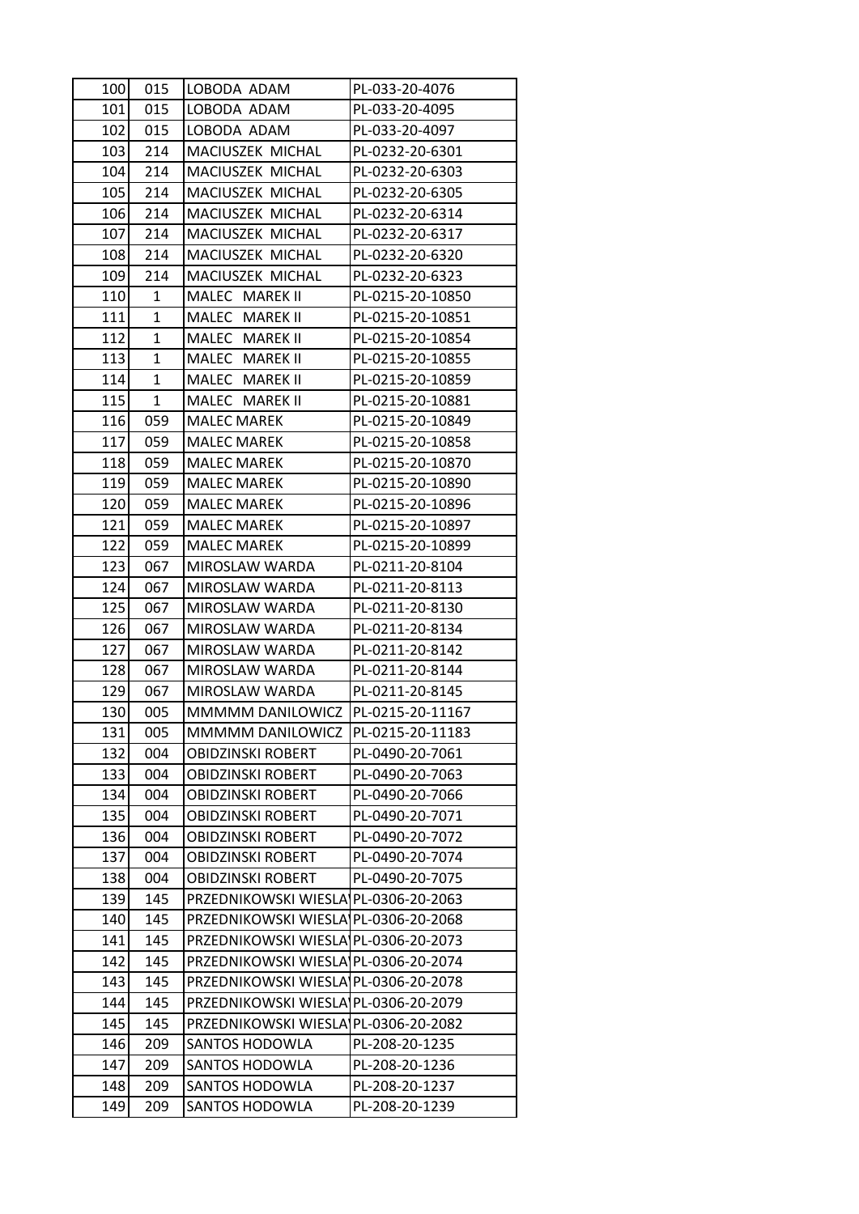| 100 | 015 | LOBODA ADAM | PL-033-20-4076 |
|---|---|---|---|
| 101 | 015 | LOBODA ADAM | PL-033-20-4095 |
| 102 | 015 | LOBODA ADAM | PL-033-20-4097 |
| 103 | 214 | MACIUSZEK MICHAL | PL-0232-20-6301 |
| 104 | 214 | MACIUSZEK MICHAL | PL-0232-20-6303 |
| 105 | 214 | MACIUSZEK MICHAL | PL-0232-20-6305 |
| 106 | 214 | MACIUSZEK MICHAL | PL-0232-20-6314 |
| 107 | 214 | MACIUSZEK MICHAL | PL-0232-20-6317 |
| 108 | 214 | MACIUSZEK MICHAL | PL-0232-20-6320 |
| 109 | 214 | MACIUSZEK MICHAL | PL-0232-20-6323 |
| 110 | 1 | MALEC MAREK II | PL-0215-20-10850 |
| 111 | 1 | MALEC MAREK II | PL-0215-20-10851 |
| 112 | 1 | MALEC MAREK II | PL-0215-20-10854 |
| 113 | 1 | MALEC MAREK II | PL-0215-20-10855 |
| 114 | 1 | MALEC MAREK II | PL-0215-20-10859 |
| 115 | 1 | MALEC MAREK II | PL-0215-20-10881 |
| 116 | 059 | MALEC MAREK | PL-0215-20-10849 |
| 117 | 059 | MALEC MAREK | PL-0215-20-10858 |
| 118 | 059 | MALEC MAREK | PL-0215-20-10870 |
| 119 | 059 | MALEC MAREK | PL-0215-20-10890 |
| 120 | 059 | MALEC MAREK | PL-0215-20-10896 |
| 121 | 059 | MALEC MAREK | PL-0215-20-10897 |
| 122 | 059 | MALEC MAREK | PL-0215-20-10899 |
| 123 | 067 | MIROSLAW WARDA | PL-0211-20-8104 |
| 124 | 067 | MIROSLAW WARDA | PL-0211-20-8113 |
| 125 | 067 | MIROSLAW WARDA | PL-0211-20-8130 |
| 126 | 067 | MIROSLAW WARDA | PL-0211-20-8134 |
| 127 | 067 | MIROSLAW WARDA | PL-0211-20-8142 |
| 128 | 067 | MIROSLAW WARDA | PL-0211-20-8144 |
| 129 | 067 | MIROSLAW WARDA | PL-0211-20-8145 |
| 130 | 005 | MMMMM DANILOWICZ | PL-0215-20-11167 |
| 131 | 005 | MMMMM DANILOWICZ | PL-0215-20-11183 |
| 132 | 004 | OBIDZINSKI ROBERT | PL-0490-20-7061 |
| 133 | 004 | OBIDZINSKI ROBERT | PL-0490-20-7063 |
| 134 | 004 | OBIDZINSKI ROBERT | PL-0490-20-7066 |
| 135 | 004 | OBIDZINSKI ROBERT | PL-0490-20-7071 |
| 136 | 004 | OBIDZINSKI ROBERT | PL-0490-20-7072 |
| 137 | 004 | OBIDZINSKI ROBERT | PL-0490-20-7074 |
| 138 | 004 | OBIDZINSKI ROBERT | PL-0490-20-7075 |
| 139 | 145 | PRZEDNIKOWSKI WIESLA | PL-0306-20-2063 |
| 140 | 145 | PRZEDNIKOWSKI WIESLA | PL-0306-20-2068 |
| 141 | 145 | PRZEDNIKOWSKI WIESLA | PL-0306-20-2073 |
| 142 | 145 | PRZEDNIKOWSKI WIESLA | PL-0306-20-2074 |
| 143 | 145 | PRZEDNIKOWSKI WIESLA | PL-0306-20-2078 |
| 144 | 145 | PRZEDNIKOWSKI WIESLA | PL-0306-20-2079 |
| 145 | 145 | PRZEDNIKOWSKI WIESLA | PL-0306-20-2082 |
| 146 | 209 | SANTOS HODOWLA | PL-208-20-1235 |
| 147 | 209 | SANTOS HODOWLA | PL-208-20-1236 |
| 148 | 209 | SANTOS HODOWLA | PL-208-20-1237 |
| 149 | 209 | SANTOS HODOWLA | PL-208-20-1239 |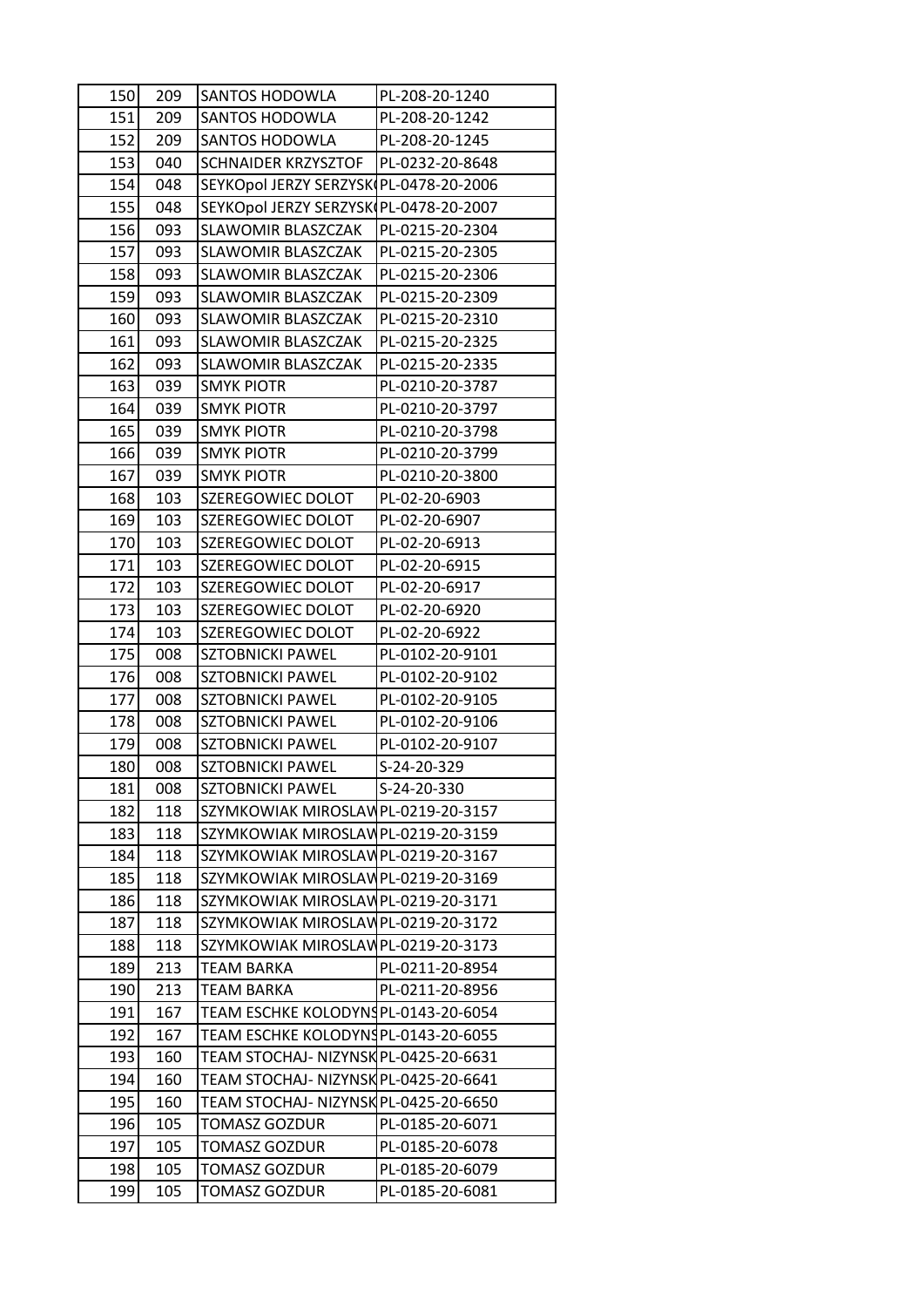| | | | |
|---|---|---|---|
| 150 | 209 | SANTOS HODOWLA | PL-208-20-1240 |
| 151 | 209 | SANTOS HODOWLA | PL-208-20-1242 |
| 152 | 209 | SANTOS HODOWLA | PL-208-20-1245 |
| 153 | 040 | SCHNAIDER KRZYSZTOF | PL-0232-20-8648 |
| 154 | 048 | SEYKOpol JERZY SERZYSK( | PL-0478-20-2006 |
| 155 | 048 | SEYKOpol JERZY SERZYSK( | PL-0478-20-2007 |
| 156 | 093 | SLAWOMIR BLASZCZAK | PL-0215-20-2304 |
| 157 | 093 | SLAWOMIR BLASZCZAK | PL-0215-20-2305 |
| 158 | 093 | SLAWOMIR BLASZCZAK | PL-0215-20-2306 |
| 159 | 093 | SLAWOMIR BLASZCZAK | PL-0215-20-2309 |
| 160 | 093 | SLAWOMIR BLASZCZAK | PL-0215-20-2310 |
| 161 | 093 | SLAWOMIR BLASZCZAK | PL-0215-20-2325 |
| 162 | 093 | SLAWOMIR BLASZCZAK | PL-0215-20-2335 |
| 163 | 039 | SMYK PIOTR | PL-0210-20-3787 |
| 164 | 039 | SMYK PIOTR | PL-0210-20-3797 |
| 165 | 039 | SMYK PIOTR | PL-0210-20-3798 |
| 166 | 039 | SMYK PIOTR | PL-0210-20-3799 |
| 167 | 039 | SMYK PIOTR | PL-0210-20-3800 |
| 168 | 103 | SZEREGOWIEC DOLOT | PL-02-20-6903 |
| 169 | 103 | SZEREGOWIEC DOLOT | PL-02-20-6907 |
| 170 | 103 | SZEREGOWIEC DOLOT | PL-02-20-6913 |
| 171 | 103 | SZEREGOWIEC DOLOT | PL-02-20-6915 |
| 172 | 103 | SZEREGOWIEC DOLOT | PL-02-20-6917 |
| 173 | 103 | SZEREGOWIEC DOLOT | PL-02-20-6920 |
| 174 | 103 | SZEREGOWIEC DOLOT | PL-02-20-6922 |
| 175 | 008 | SZTOBNICKI PAWEL | PL-0102-20-9101 |
| 176 | 008 | SZTOBNICKI PAWEL | PL-0102-20-9102 |
| 177 | 008 | SZTOBNICKI PAWEL | PL-0102-20-9105 |
| 178 | 008 | SZTOBNICKI PAWEL | PL-0102-20-9106 |
| 179 | 008 | SZTOBNICKI PAWEL | PL-0102-20-9107 |
| 180 | 008 | SZTOBNICKI PAWEL | S-24-20-329 |
| 181 | 008 | SZTOBNICKI PAWEL | S-24-20-330 |
| 182 | 118 | SZYMKOWIAK MIROSLAW | PL-0219-20-3157 |
| 183 | 118 | SZYMKOWIAK MIROSLAW | PL-0219-20-3159 |
| 184 | 118 | SZYMKOWIAK MIROSLAW | PL-0219-20-3167 |
| 185 | 118 | SZYMKOWIAK MIROSLAW | PL-0219-20-3169 |
| 186 | 118 | SZYMKOWIAK MIROSLAW | PL-0219-20-3171 |
| 187 | 118 | SZYMKOWIAK MIROSLAW | PL-0219-20-3172 |
| 188 | 118 | SZYMKOWIAK MIROSLAW | PL-0219-20-3173 |
| 189 | 213 | TEAM BARKA | PL-0211-20-8954 |
| 190 | 213 | TEAM BARKA | PL-0211-20-8956 |
| 191 | 167 | TEAM ESCHKE KOLODYNS | PL-0143-20-6054 |
| 192 | 167 | TEAM ESCHKE KOLODYNS | PL-0143-20-6055 |
| 193 | 160 | TEAM STOCHAJ- NIZYNSK | PL-0425-20-6631 |
| 194 | 160 | TEAM STOCHAJ- NIZYNSK | PL-0425-20-6641 |
| 195 | 160 | TEAM STOCHAJ- NIZYNSK | PL-0425-20-6650 |
| 196 | 105 | TOMASZ GOZDUR | PL-0185-20-6071 |
| 197 | 105 | TOMASZ GOZDUR | PL-0185-20-6078 |
| 198 | 105 | TOMASZ GOZDUR | PL-0185-20-6079 |
| 199 | 105 | TOMASZ GOZDUR | PL-0185-20-6081 |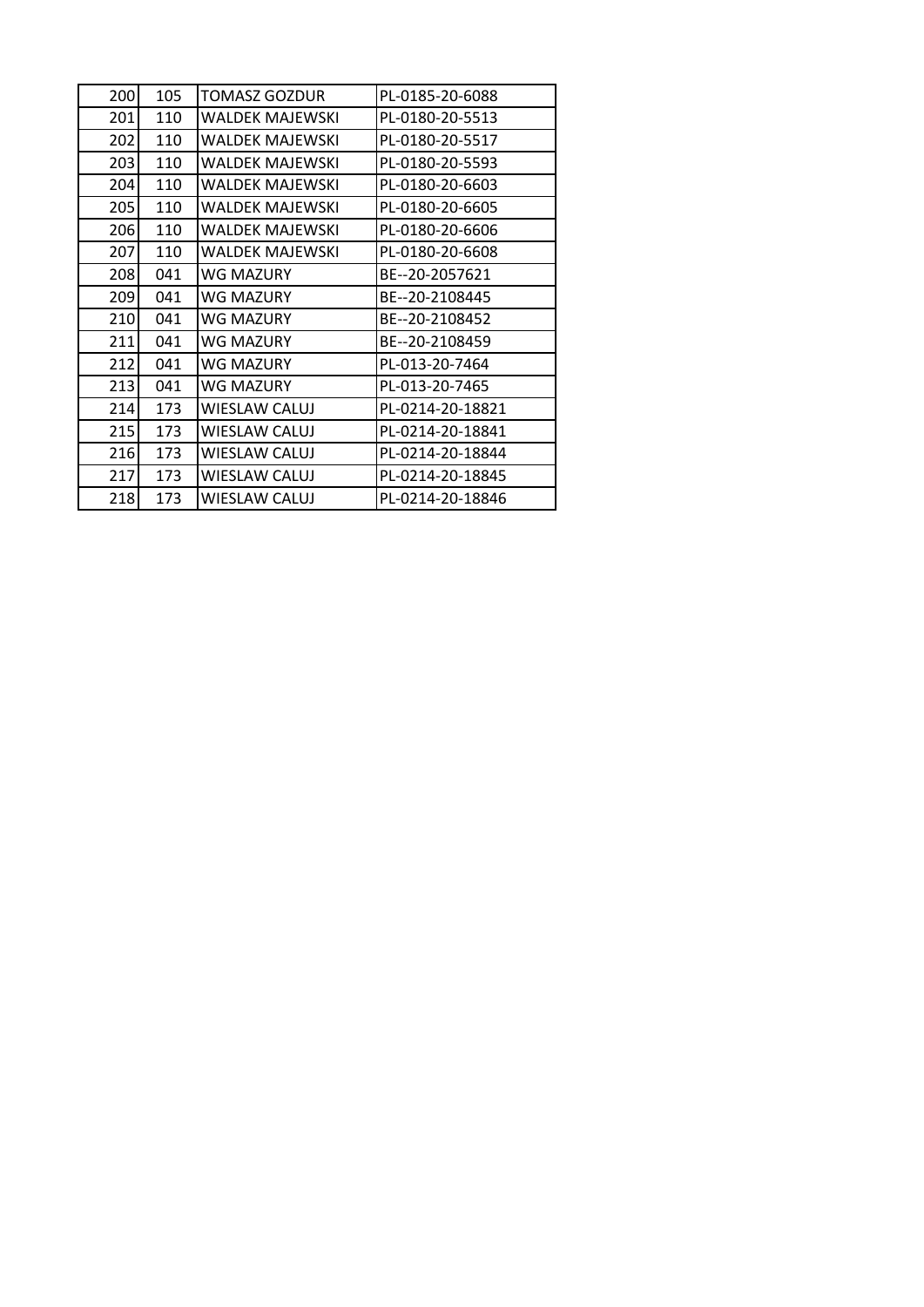| | | | |
|---|---|---|---|
| 200 | 105 | TOMASZ GOZDUR | PL-0185-20-6088 |
| 201 | 110 | WALDEK MAJEWSKI | PL-0180-20-5513 |
| 202 | 110 | WALDEK MAJEWSKI | PL-0180-20-5517 |
| 203 | 110 | WALDEK MAJEWSKI | PL-0180-20-5593 |
| 204 | 110 | WALDEK MAJEWSKI | PL-0180-20-6603 |
| 205 | 110 | WALDEK MAJEWSKI | PL-0180-20-6605 |
| 206 | 110 | WALDEK MAJEWSKI | PL-0180-20-6606 |
| 207 | 110 | WALDEK MAJEWSKI | PL-0180-20-6608 |
| 208 | 041 | WG MAZURY | BE--20-2057621 |
| 209 | 041 | WG MAZURY | BE--20-2108445 |
| 210 | 041 | WG MAZURY | BE--20-2108452 |
| 211 | 041 | WG MAZURY | BE--20-2108459 |
| 212 | 041 | WG MAZURY | PL-013-20-7464 |
| 213 | 041 | WG MAZURY | PL-013-20-7465 |
| 214 | 173 | WIESLAW CALUJ | PL-0214-20-18821 |
| 215 | 173 | WIESLAW CALUJ | PL-0214-20-18841 |
| 216 | 173 | WIESLAW CALUJ | PL-0214-20-18844 |
| 217 | 173 | WIESLAW CALUJ | PL-0214-20-18845 |
| 218 | 173 | WIESLAW CALUJ | PL-0214-20-18846 |